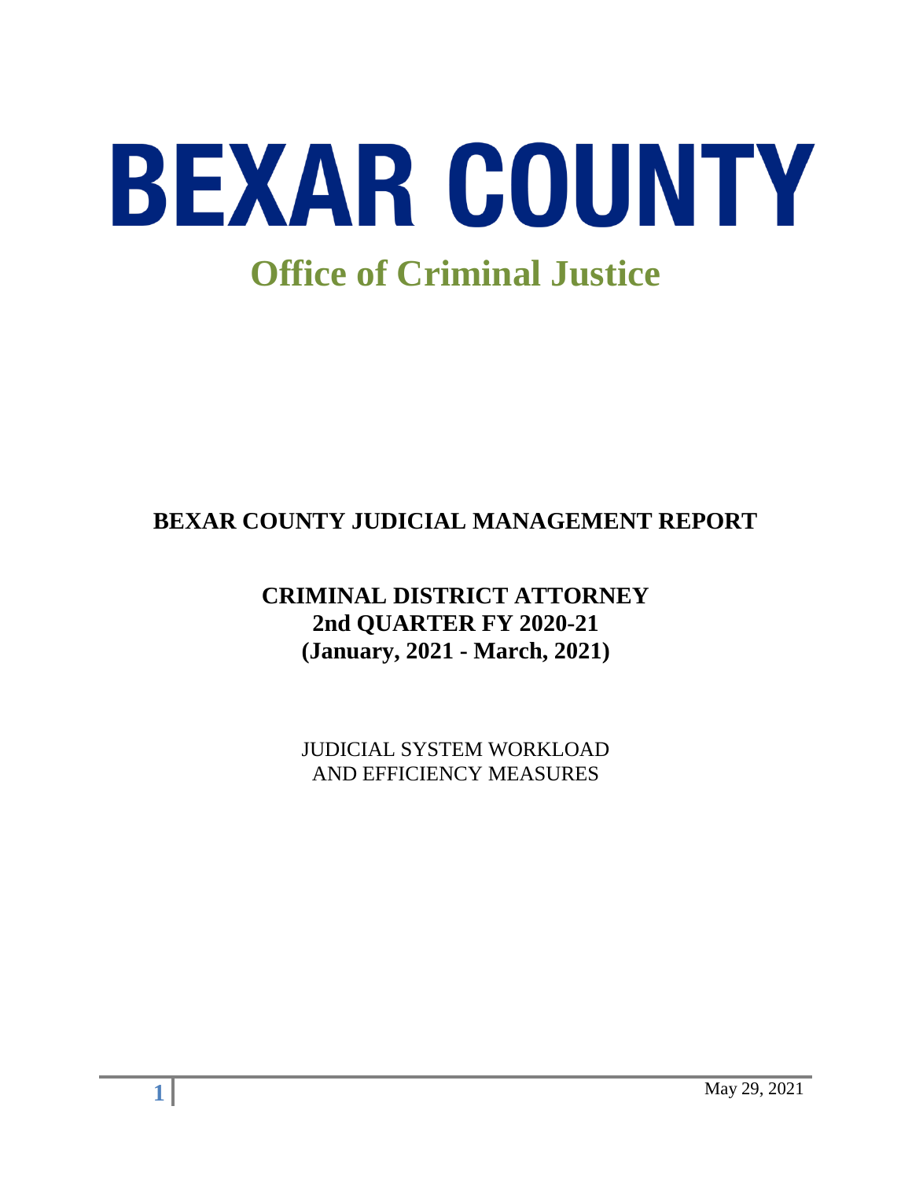# BEXAR COUNTY

## Office of Criminal Justice

## BEXAR COUNTY JUDICIAL MANAGEMENT REPORT

### CRIMINAL DISTRICT ATTORNEY
### 2nd QUARTER FY 2020-21
### (January, 2021 - March, 2021)

JUDICIAL SYSTEM WORKLOAD
AND EFFICIENCY MEASURES

May 29, 2021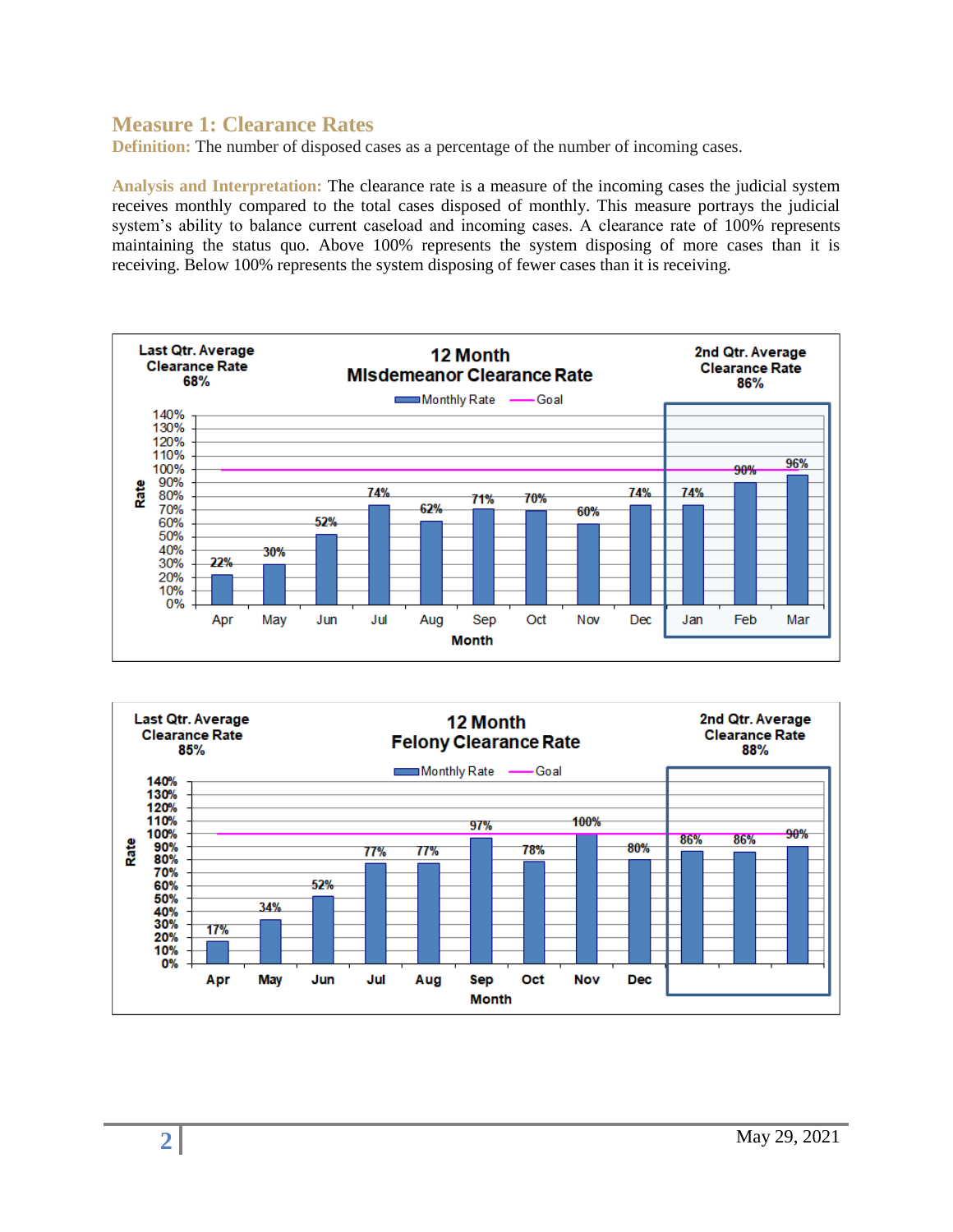## Measure 1: Clearance Rates

**Definition:** The number of disposed cases as a percentage of the number of incoming cases.

**Analysis and Interpretation:** The clearance rate is a measure of the incoming cases the judicial system receives monthly compared to the total cases disposed of monthly. This measure portrays the judicial system's ability to balance current caseload and incoming cases. A clearance rate of 100% represents maintaining the status quo. Above 100% represents the system disposing of more cases than it is receiving. Below 100% represents the system disposing of fewer cases than it is receiving.

**12 Month MIsdemeanor Clearance Rate**

Last Qtr. Average Clearance Rate 68%

2nd Qtr. Average Clearance Rate 86%

| Month | Apr | May | Jun | Jul | Aug | Sep | Oct | Nov | Dec | Jan | Feb | Mar |
|---|---|---|---|---|---|---|---|---|---|---|---|---|
| Monthly Rate | 22% | 30% | 52% | 74% | 62% | 71% | 70% | 60% | 74% | 74% | 90% | 96% |
| Goal | 100% | 100% | 100% | 100% | 100% | 100% | 100% | 100% | 100% | 100% | 100% | 100% |

**12 Month Felony Clearance Rate**

Last Qtr. Average Clearance Rate 85%

2nd Qtr. Average Clearance Rate 88%

| Month | Apr | May | Jun | Jul | Aug | Sep | Oct | Nov | Dec | | | |
|---|---|---|---|---|---|---|---|---|---|---|---|---|
| Monthly Rate | 17% | 34% | 52% | 77% | 77% | 97% | 78% | 100% | 80% | 86% | 86% | 90% |
| Goal | 100% | 100% | 100% | 100% | 100% | 100% | 100% | 100% | 100% | 100% | 100% | 100% |

May 29, 2021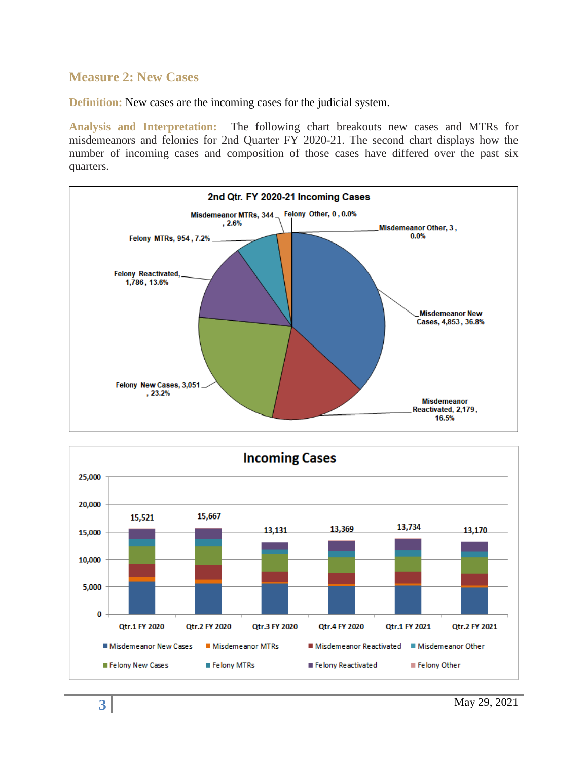## Measure 2: New Cases

**Definition:** New cases are the incoming cases for the judicial system.

**Analysis and Interpretation:** The following chart breakouts new cases and MTRs for misdemeanors and felonies for 2nd Quarter FY 2020-21. The second chart displays how the number of incoming cases and composition of those cases have differed over the past six quarters.

**2nd Qtr. FY 2020-21 Incoming Cases**

| Category | Cases | Percent |
|---|---|---|
| Misdemeanor New Cases | 4,853 | 36.8% |
| Misdemeanor Reactivated | 2,179 | 16.5% |
| Felony New Cases | 3,051 | 23.2% |
| Felony Reactivated | 1,786 | 13.6% |
| Felony MTRs | 954 | 7.2% |
| Misdemeanor MTRs | 344 | 2.6% |
| Felony Other | 0 | 0.0% |
| Misdemeanor Other | 3 | 0.0% |

**Incoming Cases**

| Quarter | Total Incoming Cases |
|---|---|
| Qtr.1 FY 2020 | 15,521 |
| Qtr.2 FY 2020 | 15,667 |
| Qtr.3 FY 2020 | 13,131 |
| Qtr.4 FY 2020 | 13,369 |
| Qtr.1 FY 2021 | 13,734 |
| Qtr.2 FY 2021 | 13,170 |

Legend: Misdemeanor New Cases, Misdemeanor MTRs, Misdemeanor Reactivated, Misdemeanor Other, Felony New Cases, Felony MTRs, Felony Reactivated, Felony Other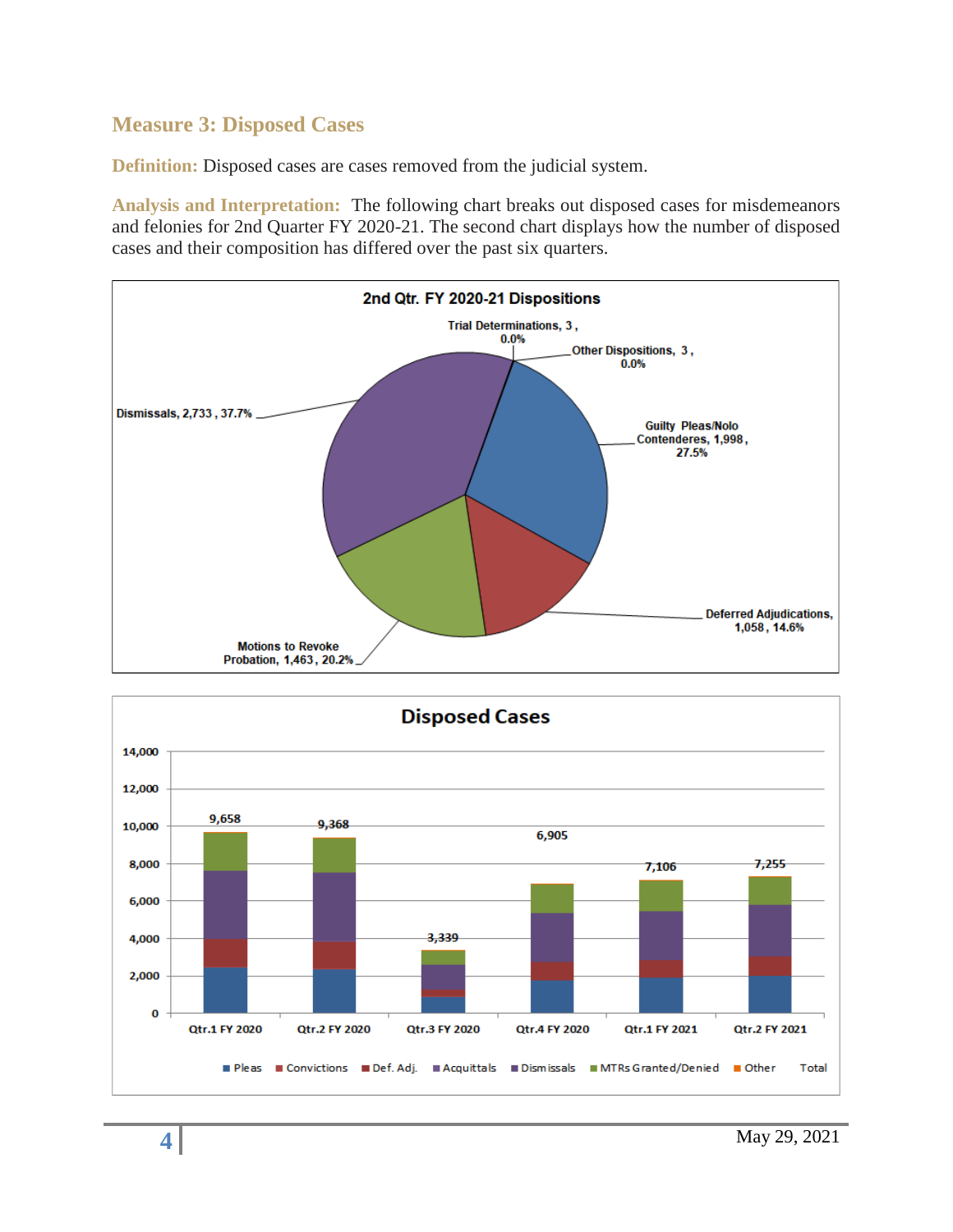## Measure 3: Disposed Cases

**Definition:** Disposed cases are cases removed from the judicial system.

**Analysis and Interpretation:** The following chart breaks out disposed cases for misdemeanors and felonies for 2nd Quarter FY 2020-21. The second chart displays how the number of disposed cases and their composition has differed over the past six quarters.

**2nd Qtr. FY 2020-21 Dispositions**

| Disposition | Count | Percent |
|---|---|---|
| Trial Determinations | 3 | 0.0% |
| Other Dispositions | 3 | 0.0% |
| Guilty Pleas/Nolo Contenderes | 1,998 | 27.5% |
| Deferred Adjudications | 1,058 | 14.6% |
| Motions to Revoke Probation | 1,463 | 20.2% |
| Dismissals | 2,733 | 37.7% |

**Disposed Cases**

| Quarter | Total |
|---|---|
| Qtr.1 FY 2020 | 9,658 |
| Qtr.2 FY 2020 | 9,368 |
| Qtr.3 FY 2020 | 3,339 |
| Qtr.4 FY 2020 | 6,905 |
| Qtr.1 FY 2021 | 7,106 |
| Qtr.2 FY 2021 | 7,255 |

Legend: Pleas, Convictions, Def. Adj., Acquittals, Dismissals, MTRs Granted/Denied, Other, Total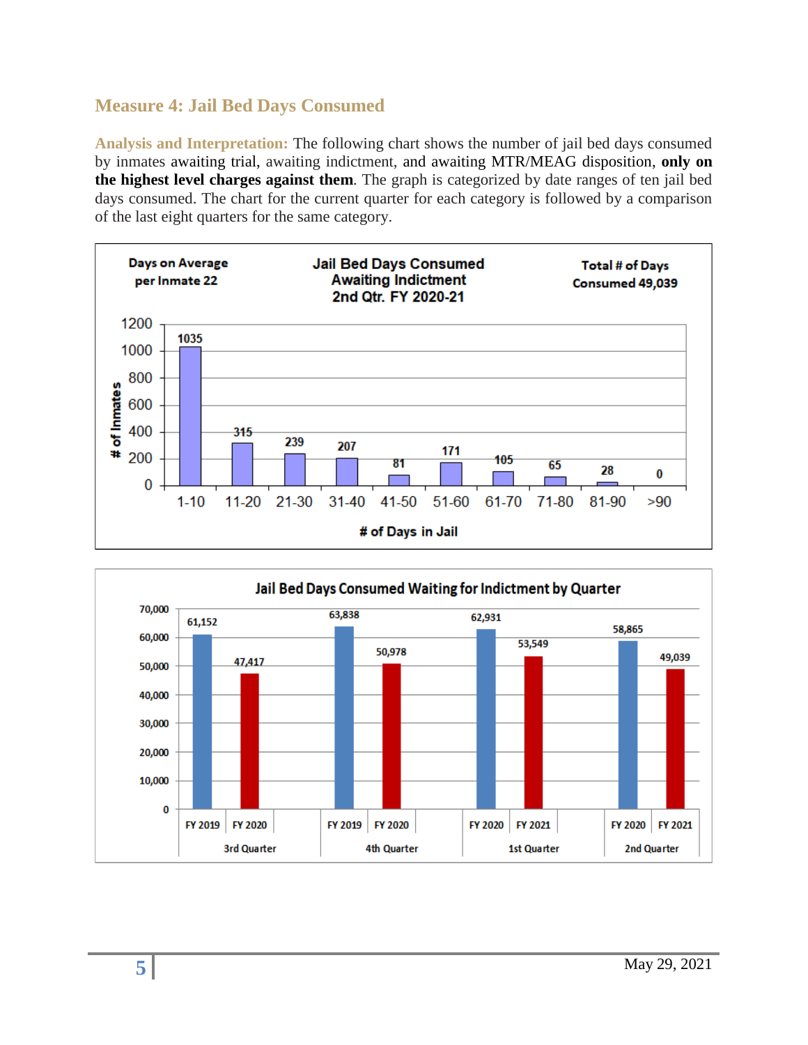## Measure 4: Jail Bed Days Consumed

**Analysis and Interpretation:** The following chart shows the number of jail bed days consumed by inmates awaiting trial, awaiting indictment, and awaiting MTR/MEAG disposition, **only on the highest level charges against them**. The graph is categorized by date ranges of ten jail bed days consumed. The chart for the current quarter for each category is followed by a comparison of the last eight quarters for the same category.

**Jail Bed Days Consumed Awaiting Indictment 2nd Qtr. FY 2020-21**

Days on Average per Inmate 22

Total # of Days Consumed 49,039

| # of Days in Jail | # of Inmates |
|---|---|
| 1-10 | 1035 |
| 11-20 | 315 |
| 21-30 | 239 |
| 31-40 | 207 |
| 41-50 | 81 |
| 51-60 | 171 |
| 61-70 | 105 |
| 71-80 | 65 |
| 81-90 | 28 |
| >90 | 0 |

**Jail Bed Days Consumed Waiting for Indictment by Quarter**

| Quarter | Fiscal Year | Jail Bed Days |
|---|---|---|
| 3rd Quarter | FY 2019 | 61,152 |
| | FY 2020 | 47,417 |
| 4th Quarter | FY 2019 | 63,838 |
| | FY 2020 | 50,978 |
| 1st Quarter | FY 2020 | 62,931 |
| | FY 2021 | 53,549 |
| 2nd Quarter | FY 2020 | 58,865 |
| | FY 2021 | 49,039 |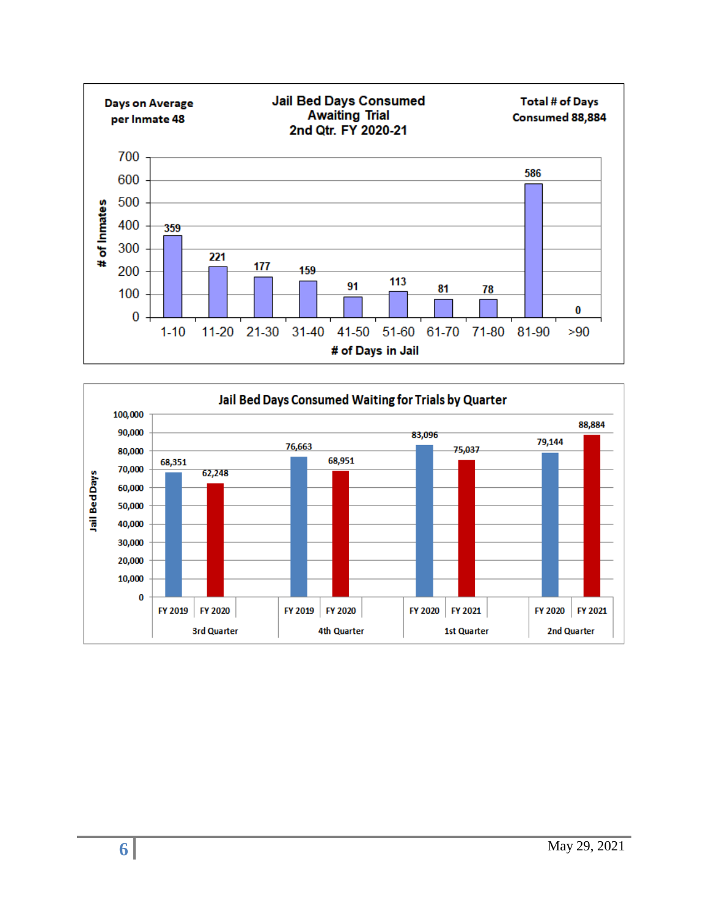## Jail Bed Days Consumed Awaiting Trial 2nd Qtr. FY 2020-21

Days on Average per Inmate 48

Total # of Days Consumed 88,884

| # of Days in Jail | # of Inmates |
|---|---|
| 1-10 | 359 |
| 11-20 | 221 |
| 21-30 | 177 |
| 31-40 | 159 |
| 41-50 | 91 |
| 51-60 | 113 |
| 61-70 | 81 |
| 71-80 | 78 |
| 81-90 | 586 |
| >90 | 0 |

## Jail Bed Days Consumed Waiting for Trials by Quarter

| Quarter | Fiscal Year | Jail Bed Days |
|---|---|---|
| 3rd Quarter | FY 2019 | 68,351 |
| 3rd Quarter | FY 2020 | 62,248 |
| 4th Quarter | FY 2019 | 76,663 |
| 4th Quarter | FY 2020 | 68,951 |
| 1st Quarter | FY 2020 | 83,096 |
| 1st Quarter | FY 2021 | 75,037 |
| 2nd Quarter | FY 2020 | 79,144 |
| 2nd Quarter | FY 2021 | 88,884 |

May 29, 2021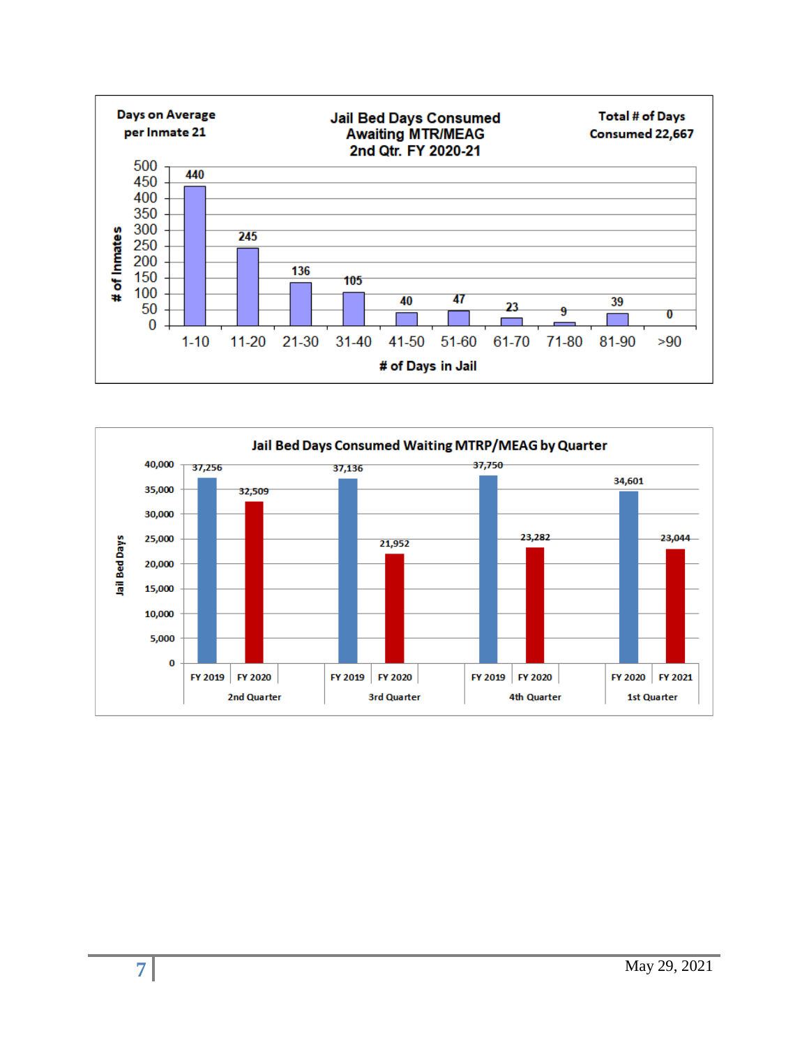**Jail Bed Days Consumed Awaiting MTR/MEAG 2nd Qtr. FY 2020-21**

Days on Average per Inmate 21

Total # of Days Consumed 22,667

| # of Days in Jail | # of Inmates |
|---|---|
| 1-10 | 440 |
| 11-20 | 245 |
| 21-30 | 136 |
| 31-40 | 105 |
| 41-50 | 40 |
| 51-60 | 47 |
| 61-70 | 23 |
| 71-80 | 9 |
| 81-90 | 39 |
| >90 | 0 |

**Jail Bed Days Consumed Waiting MTRP/MEAG by Quarter**

| Quarter | Fiscal Year | Jail Bed Days |
|---|---|---|
| 2nd Quarter | FY 2019 | 37,256 |
| 2nd Quarter | FY 2020 | 32,509 |
| 3rd Quarter | FY 2019 | 37,136 |
| 3rd Quarter | FY 2020 | 21,952 |
| 4th Quarter | FY 2019 | 37,750 |
| 4th Quarter | FY 2020 | 23,282 |
| 1st Quarter | FY 2020 | 34,601 |
| 1st Quarter | FY 2021 | 23,044 |

May 29, 2021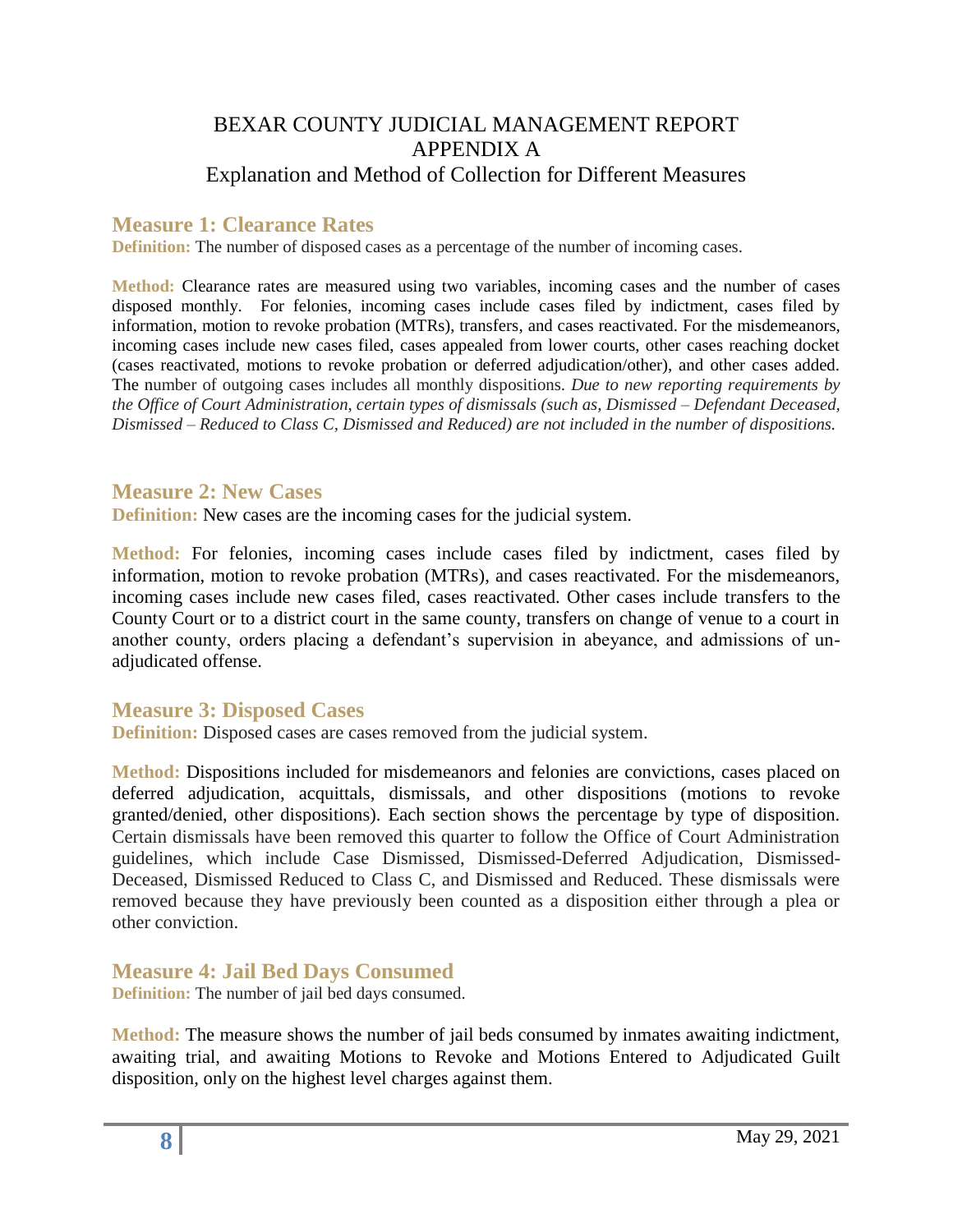# BEXAR COUNTY JUDICIAL MANAGEMENT REPORT
# APPENDIX A
## Explanation and Method of Collection for Different Measures

### Measure 1: Clearance Rates

**Definition:** The number of disposed cases as a percentage of the number of incoming cases.

**Method:** Clearance rates are measured using two variables, incoming cases and the number of cases disposed monthly. For felonies, incoming cases include cases filed by indictment, cases filed by information, motion to revoke probation (MTRs), transfers, and cases reactivated. For the misdemeanors, incoming cases include new cases filed, cases appealed from lower courts, other cases reaching docket (cases reactivated, motions to revoke probation or deferred adjudication/other), and other cases added. The number of outgoing cases includes all monthly dispositions. *Due to new reporting requirements by the Office of Court Administration, certain types of dismissals (such as, Dismissed – Defendant Deceased, Dismissed – Reduced to Class C, Dismissed and Reduced) are not included in the number of dispositions.*

### Measure 2: New Cases

**Definition:** New cases are the incoming cases for the judicial system.

**Method:** For felonies, incoming cases include cases filed by indictment, cases filed by information, motion to revoke probation (MTRs), and cases reactivated. For the misdemeanors, incoming cases include new cases filed, cases reactivated. Other cases include transfers to the County Court or to a district court in the same county, transfers on change of venue to a court in another county, orders placing a defendant's supervision in abeyance, and admissions of un-adjudicated offense.

### Measure 3: Disposed Cases

**Definition:** Disposed cases are cases removed from the judicial system.

**Method:** Dispositions included for misdemeanors and felonies are convictions, cases placed on deferred adjudication, acquittals, dismissals, and other dispositions (motions to revoke granted/denied, other dispositions). Each section shows the percentage by type of disposition. Certain dismissals have been removed this quarter to follow the Office of Court Administration guidelines, which include Case Dismissed, Dismissed-Deferred Adjudication, Dismissed-Deceased, Dismissed Reduced to Class C, and Dismissed and Reduced. These dismissals were removed because they have previously been counted as a disposition either through a plea or other conviction.

### Measure 4: Jail Bed Days Consumed

**Definition:** The number of jail bed days consumed.

**Method:** The measure shows the number of jail beds consumed by inmates awaiting indictment, awaiting trial, and awaiting Motions to Revoke and Motions Entered to Adjudicated Guilt disposition, only on the highest level charges against them.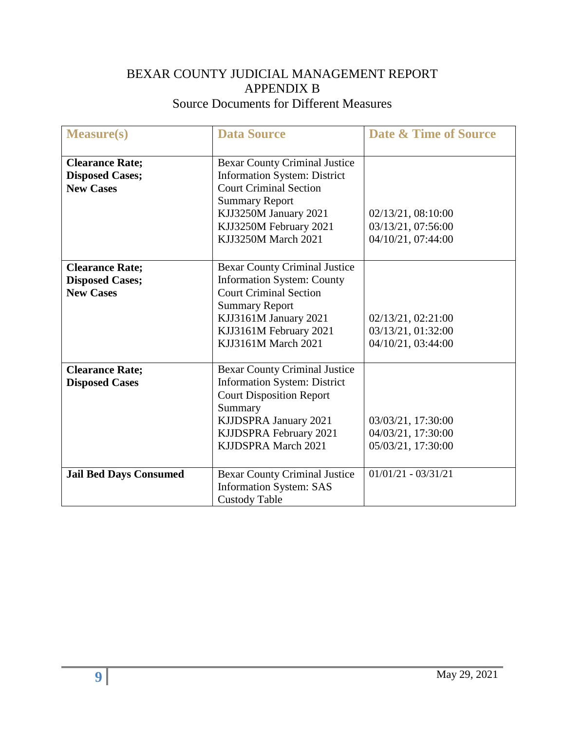# BEXAR COUNTY JUDICIAL MANAGEMENT REPORT
## APPENDIX B
### Source Documents for Different Measures

| Measure(s) | Data Source | Date & Time of Source |
|---|---|---|
| **Clearance Rate; Disposed Cases; New Cases** | Bexar County Criminal Justice Information System: District Court Criminal Section Summary Report<br>KJJ3250M January 2021<br>KJJ3250M February 2021<br>KJJ3250M March 2021 | <br><br>02/13/21, 08:10:00<br>03/13/21, 07:56:00<br>04/10/21, 07:44:00 |
| **Clearance Rate; Disposed Cases; New Cases** | Bexar County Criminal Justice Information System: County Court Criminal Section Summary Report<br>KJJ3161M January 2021<br>KJJ3161M February 2021<br>KJJ3161M March 2021 | <br><br>02/13/21, 02:21:00<br>03/13/21, 01:32:00<br>04/10/21, 03:44:00 |
| **Clearance Rate; Disposed Cases** | Bexar County Criminal Justice Information System: District Court Disposition Report Summary<br>KJJDSPRA January 2021<br>KJJDSPRA February 2021<br>KJJDSPRA March 2021 | <br><br>03/03/21, 17:30:00<br>04/03/21, 17:30:00<br>05/03/21, 17:30:00 |
| **Jail Bed Days Consumed** | Bexar County Criminal Justice Information System: SAS Custody Table | 01/01/21 - 03/31/21 |

May 29, 2021